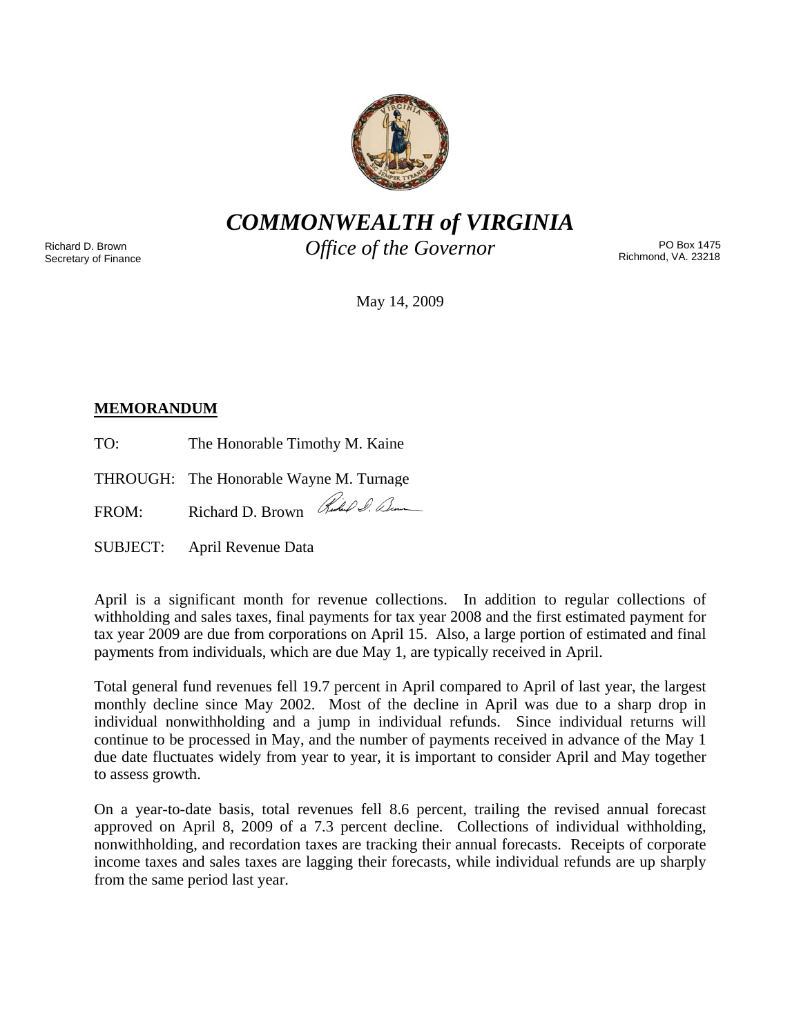# *COMMONWEALTH of VIRGINIA*

*Office of the Governor*

Richard D. Brown
Secretary of Finance

PO Box 1475
Richmond, VA. 23218

May 14, 2009

**MEMORANDUM**

TO: The Honorable Timothy M. Kaine

THROUGH: The Honorable Wayne M. Turnage

FROM: Richard D. Brown

SUBJECT: April Revenue Data

April is a significant month for revenue collections. In addition to regular collections of withholding and sales taxes, final payments for tax year 2008 and the first estimated payment for tax year 2009 are due from corporations on April 15. Also, a large portion of estimated and final payments from individuals, which are due May 1, are typically received in April.

Total general fund revenues fell 19.7 percent in April compared to April of last year, the largest monthly decline since May 2002. Most of the decline in April was due to a sharp drop in individual nonwithholding and a jump in individual refunds. Since individual returns will continue to be processed in May, and the number of payments received in advance of the May 1 due date fluctuates widely from year to year, it is important to consider April and May together to assess growth.

On a year-to-date basis, total revenues fell 8.6 percent, trailing the revised annual forecast approved on April 8, 2009 of a 7.3 percent decline. Collections of individual withholding, nonwithholding, and recordation taxes are tracking their annual forecasts. Receipts of corporate income taxes and sales taxes are lagging their forecasts, while individual refunds are up sharply from the same period last year.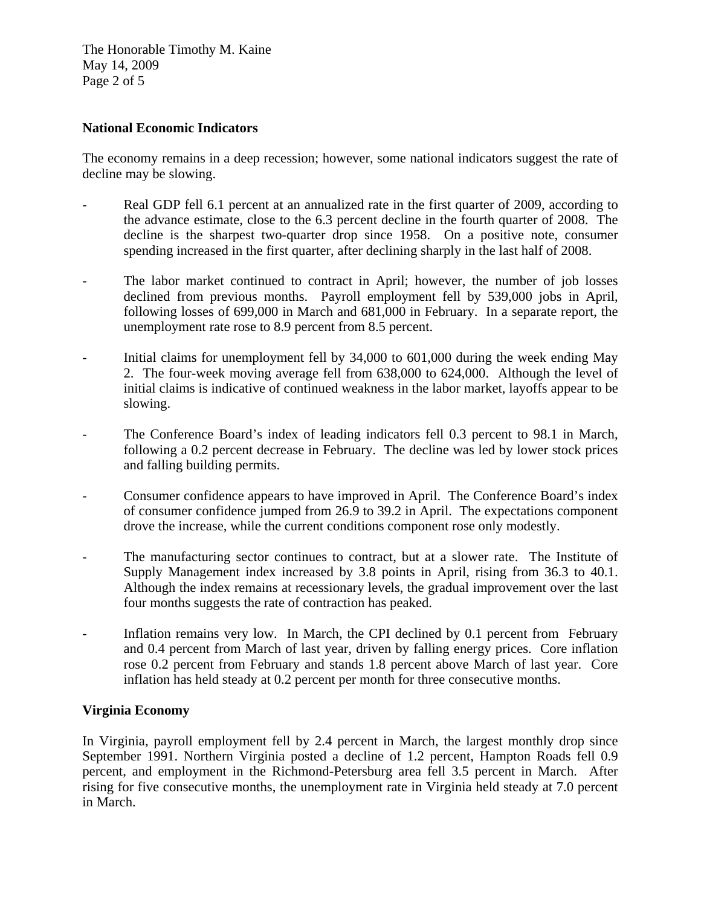## National Economic Indicators

The economy remains in a deep recession; however, some national indicators suggest the rate of decline may be slowing.

- Real GDP fell 6.1 percent at an annualized rate in the first quarter of 2009, according to the advance estimate, close to the 6.3 percent decline in the fourth quarter of 2008. The decline is the sharpest two-quarter drop since 1958. On a positive note, consumer spending increased in the first quarter, after declining sharply in the last half of 2008.

- The labor market continued to contract in April; however, the number of job losses declined from previous months. Payroll employment fell by 539,000 jobs in April, following losses of 699,000 in March and 681,000 in February. In a separate report, the unemployment rate rose to 8.9 percent from 8.5 percent.

- Initial claims for unemployment fell by 34,000 to 601,000 during the week ending May 2. The four-week moving average fell from 638,000 to 624,000. Although the level of initial claims is indicative of continued weakness in the labor market, layoffs appear to be slowing.

- The Conference Board's index of leading indicators fell 0.3 percent to 98.1 in March, following a 0.2 percent decrease in February. The decline was led by lower stock prices and falling building permits.

- Consumer confidence appears to have improved in April. The Conference Board's index of consumer confidence jumped from 26.9 to 39.2 in April. The expectations component drove the increase, while the current conditions component rose only modestly.

- The manufacturing sector continues to contract, but at a slower rate. The Institute of Supply Management index increased by 3.8 points in April, rising from 36.3 to 40.1. Although the index remains at recessionary levels, the gradual improvement over the last four months suggests the rate of contraction has peaked.

- Inflation remains very low. In March, the CPI declined by 0.1 percent from February and 0.4 percent from March of last year, driven by falling energy prices. Core inflation rose 0.2 percent from February and stands 1.8 percent above March of last year. Core inflation has held steady at 0.2 percent per month for three consecutive months.

## Virginia Economy

In Virginia, payroll employment fell by 2.4 percent in March, the largest monthly drop since September 1991. Northern Virginia posted a decline of 1.2 percent, Hampton Roads fell 0.9 percent, and employment in the Richmond-Petersburg area fell 3.5 percent in March. After rising for five consecutive months, the unemployment rate in Virginia held steady at 7.0 percent in March.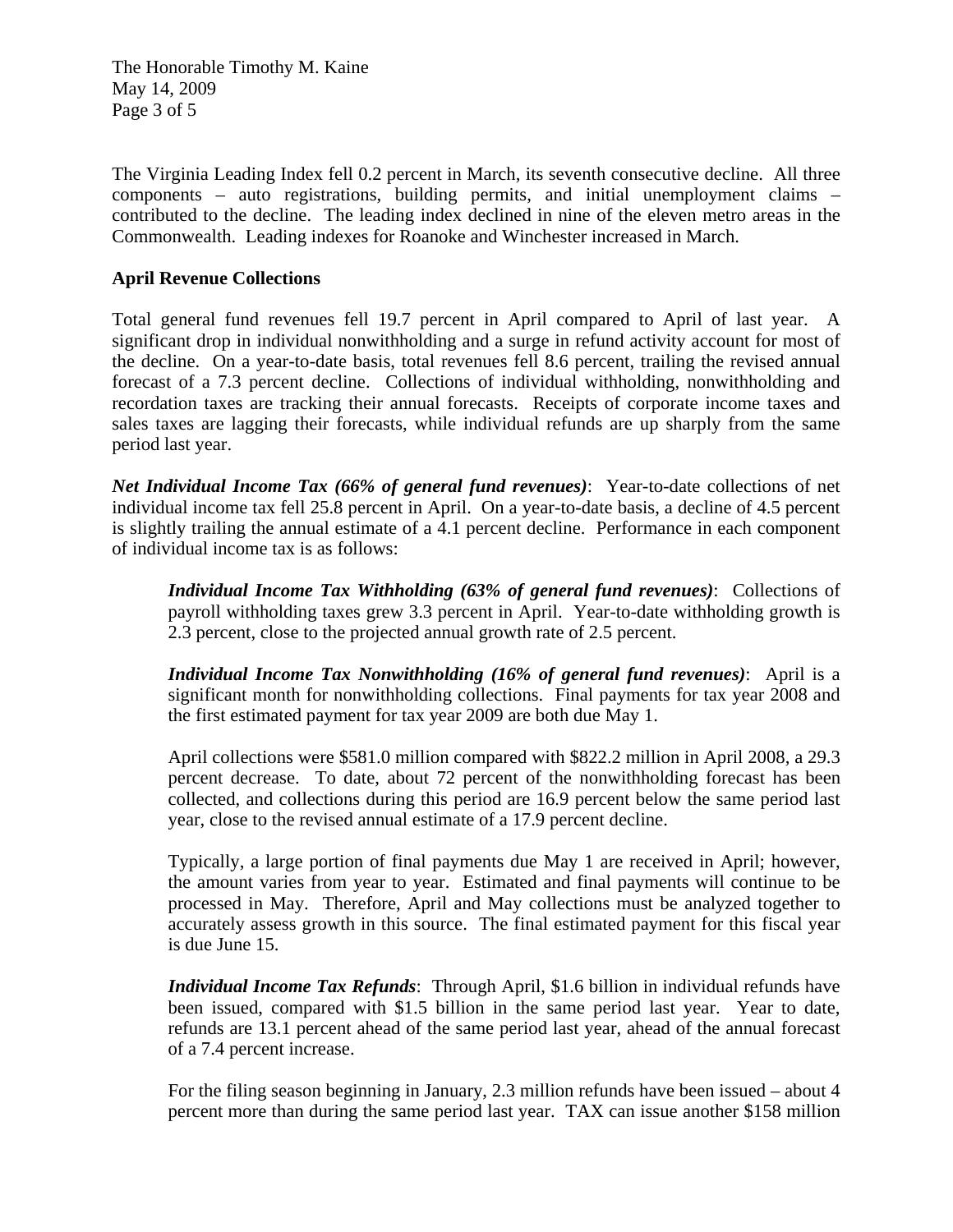The Virginia Leading Index fell 0.2 percent in March, its seventh consecutive decline. All three components – auto registrations, building permits, and initial unemployment claims – contributed to the decline. The leading index declined in nine of the eleven metro areas in the Commonwealth. Leading indexes for Roanoke and Winchester increased in March.

**April Revenue Collections**

Total general fund revenues fell 19.7 percent in April compared to April of last year. A significant drop in individual nonwithholding and a surge in refund activity account for most of the decline. On a year-to-date basis, total revenues fell 8.6 percent, trailing the revised annual forecast of a 7.3 percent decline. Collections of individual withholding, nonwithholding and recordation taxes are tracking their annual forecasts. Receipts of corporate income taxes and sales taxes are lagging their forecasts, while individual refunds are up sharply from the same period last year.

***Net Individual Income Tax (66% of general fund revenues)***: Year-to-date collections of net individual income tax fell 25.8 percent in April. On a year-to-date basis, a decline of 4.5 percent is slightly trailing the annual estimate of a 4.1 percent decline. Performance in each component of individual income tax is as follows:

> ***Individual Income Tax Withholding (63% of general fund revenues)***: Collections of payroll withholding taxes grew 3.3 percent in April. Year-to-date withholding growth is 2.3 percent, close to the projected annual growth rate of 2.5 percent.
>
> ***Individual Income Tax Nonwithholding (16% of general fund revenues)***: April is a significant month for nonwithholding collections. Final payments for tax year 2008 and the first estimated payment for tax year 2009 are both due May 1.
>
> April collections were $581.0 million compared with $822.2 million in April 2008, a 29.3 percent decrease. To date, about 72 percent of the nonwithholding forecast has been collected, and collections during this period are 16.9 percent below the same period last year, close to the revised annual estimate of a 17.9 percent decline.
>
> Typically, a large portion of final payments due May 1 are received in April; however, the amount varies from year to year. Estimated and final payments will continue to be processed in May. Therefore, April and May collections must be analyzed together to accurately assess growth in this source. The final estimated payment for this fiscal year is due June 15.
>
> ***Individual Income Tax Refunds***: Through April, $1.6 billion in individual refunds have been issued, compared with $1.5 billion in the same period last year. Year to date, refunds are 13.1 percent ahead of the same period last year, ahead of the annual forecast of a 7.4 percent increase.
>
> For the filing season beginning in January, 2.3 million refunds have been issued – about 4 percent more than during the same period last year. TAX can issue another $158 million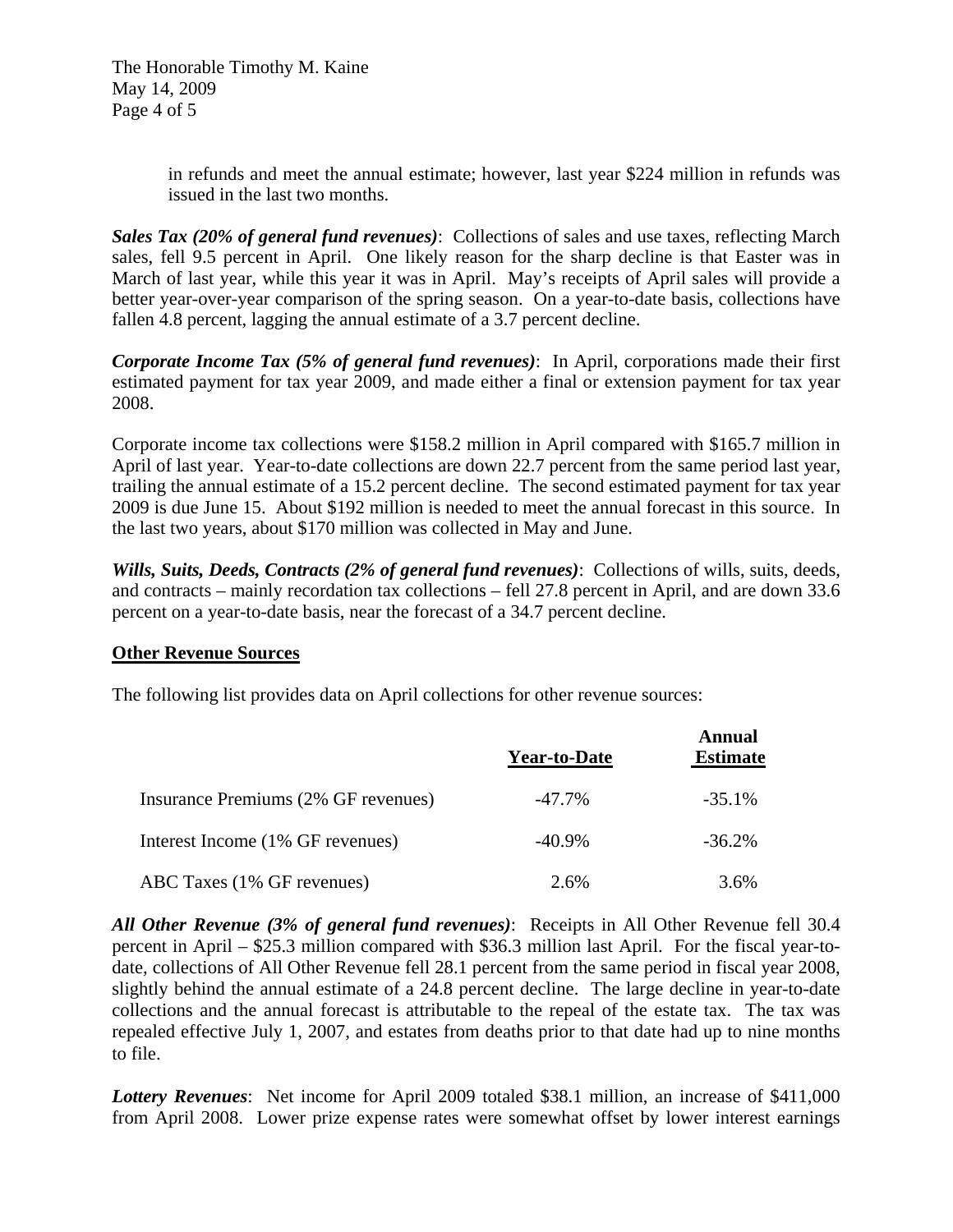in refunds and meet the annual estimate; however, last year $224 million in refunds was issued in the last two months.

***Sales Tax (20% of general fund revenues)***: Collections of sales and use taxes, reflecting March sales, fell 9.5 percent in April. One likely reason for the sharp decline is that Easter was in March of last year, while this year it was in April. May's receipts of April sales will provide a better year-over-year comparison of the spring season. On a year-to-date basis, collections have fallen 4.8 percent, lagging the annual estimate of a 3.7 percent decline.

***Corporate Income Tax (5% of general fund revenues)***: In April, corporations made their first estimated payment for tax year 2009, and made either a final or extension payment for tax year 2008.

Corporate income tax collections were $158.2 million in April compared with $165.7 million in April of last year. Year-to-date collections are down 22.7 percent from the same period last year, trailing the annual estimate of a 15.2 percent decline. The second estimated payment for tax year 2009 is due June 15. About $192 million is needed to meet the annual forecast in this source. In the last two years, about $170 million was collected in May and June.

***Wills, Suits, Deeds, Contracts (2% of general fund revenues)***: Collections of wills, suits, deeds, and contracts – mainly recordation tax collections – fell 27.8 percent in April, and are down 33.6 percent on a year-to-date basis, near the forecast of a 34.7 percent decline.

**Other Revenue Sources**

The following list provides data on April collections for other revenue sources:

| | Year-to-Date | Annual Estimate |
|---|---|---|
| Insurance Premiums (2% GF revenues) | -47.7% | -35.1% |
| Interest Income (1% GF revenues) | -40.9% | -36.2% |
| ABC Taxes (1% GF revenues) | 2.6% | 3.6% |

***All Other Revenue (3% of general fund revenues)***: Receipts in All Other Revenue fell 30.4 percent in April – $25.3 million compared with $36.3 million last April. For the fiscal year-to-date, collections of All Other Revenue fell 28.1 percent from the same period in fiscal year 2008, slightly behind the annual estimate of a 24.8 percent decline. The large decline in year-to-date collections and the annual forecast is attributable to the repeal of the estate tax. The tax was repealed effective July 1, 2007, and estates from deaths prior to that date had up to nine months to file.

***Lottery Revenues***: Net income for April 2009 totaled $38.1 million, an increase of $411,000 from April 2008. Lower prize expense rates were somewhat offset by lower interest earnings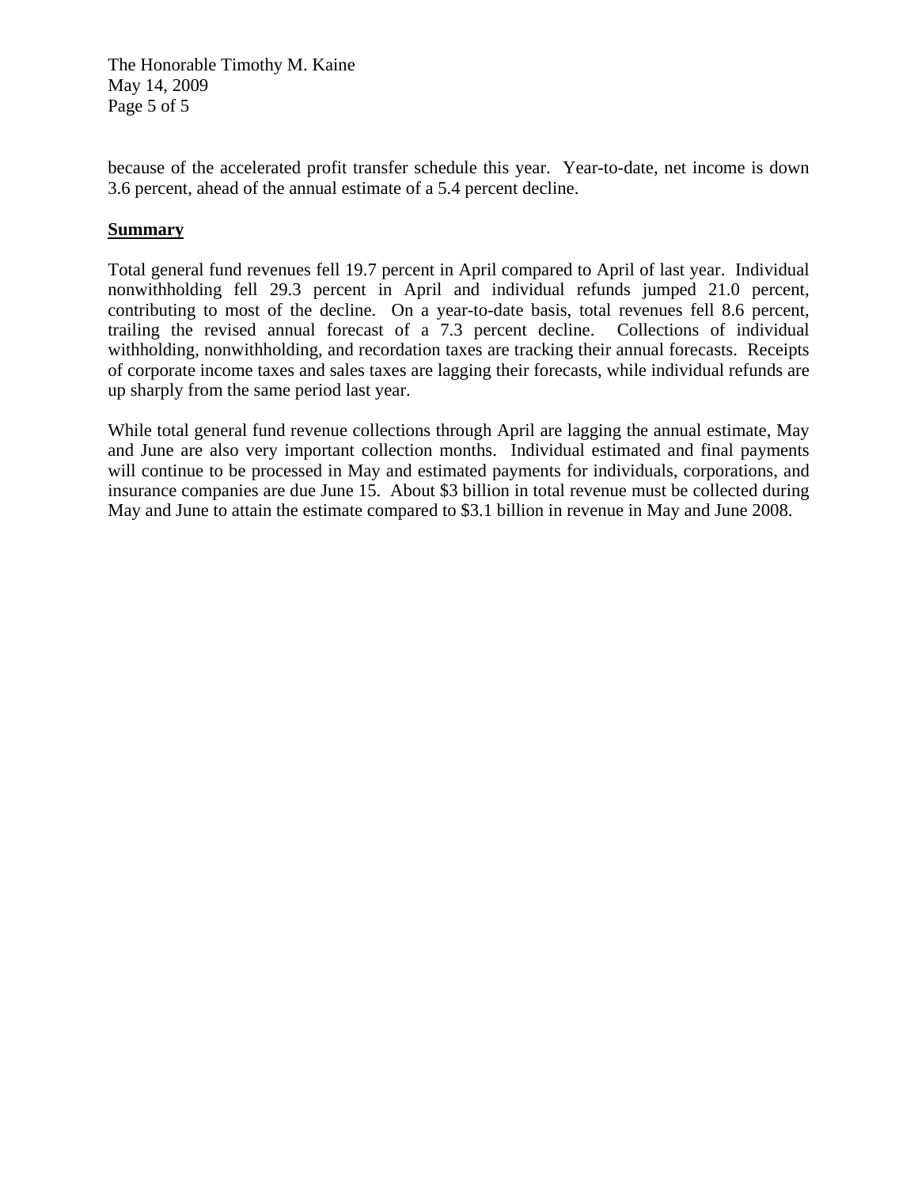because of the accelerated profit transfer schedule this year. Year-to-date, net income is down 3.6 percent, ahead of the annual estimate of a 5.4 percent decline.

**Summary**

Total general fund revenues fell 19.7 percent in April compared to April of last year. Individual nonwithholding fell 29.3 percent in April and individual refunds jumped 21.0 percent, contributing to most of the decline. On a year-to-date basis, total revenues fell 8.6 percent, trailing the revised annual forecast of a 7.3 percent decline. Collections of individual withholding, nonwithholding, and recordation taxes are tracking their annual forecasts. Receipts of corporate income taxes and sales taxes are lagging their forecasts, while individual refunds are up sharply from the same period last year.

While total general fund revenue collections through April are lagging the annual estimate, May and June are also very important collection months. Individual estimated and final payments will continue to be processed in May and estimated payments for individuals, corporations, and insurance companies are due June 15. About $3 billion in total revenue must be collected during May and June to attain the estimate compared to $3.1 billion in revenue in May and June 2008.